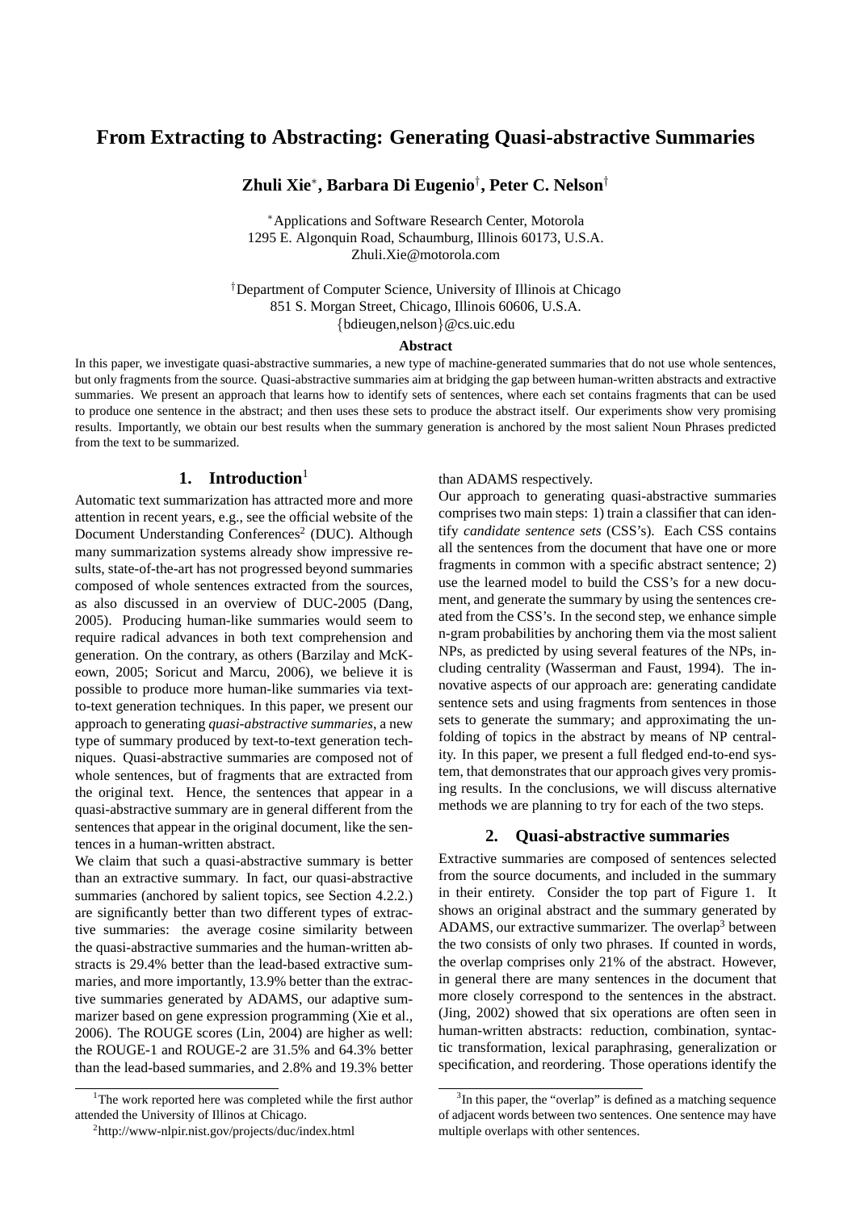# From Extracting to Abstracting: Generating Quasi-abstractive Summaries

**Zhuli Xie***, **Barbara Di Eugenio**†, **Peter C. Nelson**†

*Applications and Software Research Center, Motorola
1295 E. Algonquin Road, Schaumburg, Illinois 60173, U.S.A.
Zhuli.Xie@motorola.com

†Department of Computer Science, University of Illinois at Chicago
851 S. Morgan Street, Chicago, Illinois 60606, U.S.A.
{bdieugen,nelson}@cs.uic.edu

**Abstract**

In this paper, we investigate quasi-abstractive summaries, a new type of machine-generated summaries that do not use whole sentences, but only fragments from the source. Quasi-abstractive summaries aim at bridging the gap between human-written abstracts and extractive summaries. We present an approach that learns how to identify sets of sentences, where each set contains fragments that can be used to produce one sentence in the abstract; and then uses these sets to produce the abstract itself. Our experiments show very promising results. Importantly, we obtain our best results when the summary generation is anchored by the most salient Noun Phrases predicted from the text to be summarized.

## 1. Introduction[1]

Automatic text summarization has attracted more and more attention in recent years, e.g., see the official website of the Document Understanding Conferences[2] (DUC). Although many summarization systems already show impressive results, state-of-the-art has not progressed beyond summaries composed of whole sentences extracted from the sources, as also discussed in an overview of DUC-2005 (Dang, 2005). Producing human-like summaries would seem to require radical advances in both text comprehension and generation. On the contrary, as others (Barzilay and McKeown, 2005; Soricut and Marcu, 2006), we believe it is possible to produce more human-like summaries via text-to-text generation techniques. In this paper, we present our approach to generating *quasi-abstractive summaries*, a new type of summary produced by text-to-text generation techniques. Quasi-abstractive summaries are composed not of whole sentences, but of fragments that are extracted from the original text. Hence, the sentences that appear in a quasi-abstractive summary are in general different from the sentences that appear in the original document, like the sentences in a human-written abstract.

We claim that such a quasi-abstractive summary is better than an extractive summary. In fact, our quasi-abstractive summaries (anchored by salient topics, see Section 4.2.2.) are significantly better than two different types of extractive summaries: the average cosine similarity between the quasi-abstractive summaries and the human-written abstracts is 29.4% better than the lead-based extractive summaries, and more importantly, 13.9% better than the extractive summaries generated by ADAMS, our adaptive summarizer based on gene expression programming (Xie et al., 2006). The ROUGE scores (Lin, 2004) are higher as well: the ROUGE-1 and ROUGE-2 are 31.5% and 64.3% better than the lead-based summaries, and 2.8% and 19.3% better than ADAMS respectively.

Our approach to generating quasi-abstractive summaries comprises two main steps: 1) train a classifier that can identify *candidate sentence sets* (CSS's). Each CSS contains all the sentences from the document that have one or more fragments in common with a specific abstract sentence; 2) use the learned model to build the CSS's for a new document, and generate the summary by using the sentences created from the CSS's. In the second step, we enhance simple n-gram probabilities by anchoring them via the most salient NPs, as predicted by using several features of the NPs, including centrality (Wasserman and Faust, 1994). The innovative aspects of our approach are: generating candidate sentence sets and using fragments from sentences in those sets to generate the summary; and approximating the unfolding of topics in the abstract by means of NP centrality. In this paper, we present a full fledged end-to-end system, that demonstrates that our approach gives very promising results. In the conclusions, we will discuss alternative methods we are planning to try for each of the two steps.

## 2. Quasi-abstractive summaries

Extractive summaries are composed of sentences selected from the source documents, and included in the summary in their entirety. Consider the top part of Figure 1. It shows an original abstract and the summary generated by ADAMS, our extractive summarizer. The overlap[3] between the two consists of only two phrases. If counted in words, the overlap comprises only 21% of the abstract. However, in general there are many sentences in the document that more closely correspond to the sentences in the abstract. (Jing, 2002) showed that six operations are often seen in human-written abstracts: reduction, combination, syntactic transformation, lexical paraphrasing, generalization or specification, and reordering. Those operations identify the

---

[1] The work reported here was completed while the first author attended the University of Illinos at Chicago.

[2] http://www-nlpir.nist.gov/projects/duc/index.html

[3] In this paper, the "overlap" is defined as a matching sequence of adjacent words between two sentences. One sentence may have multiple overlaps with other sentences.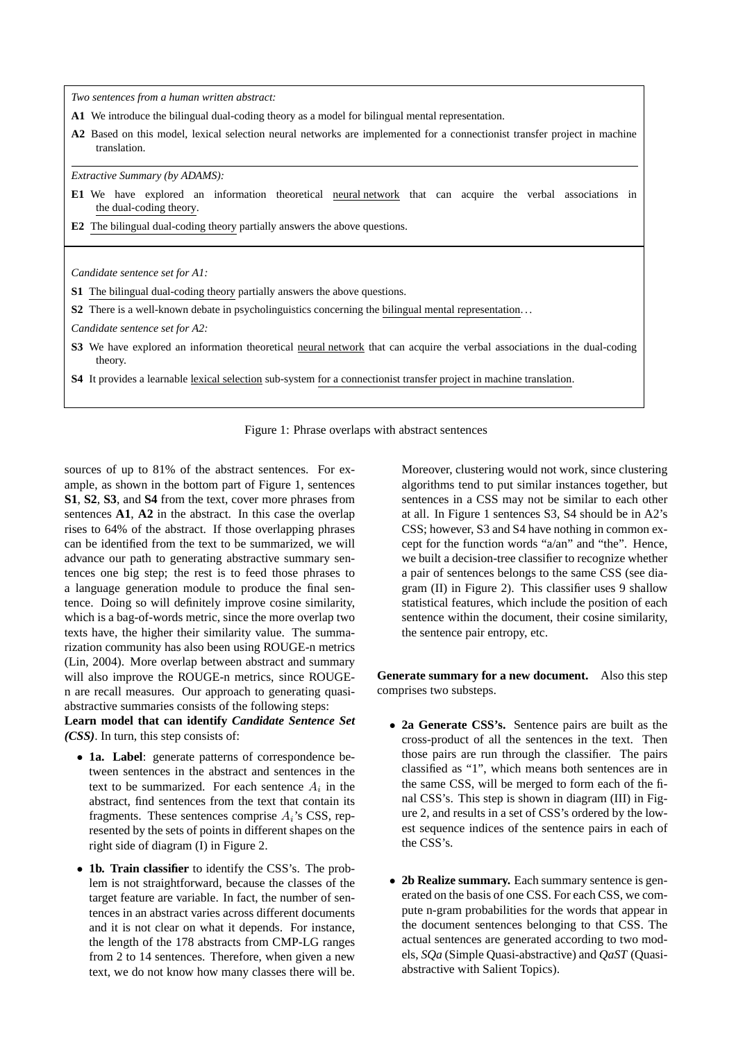*Two sentences from a human written abstract:*

**A1** We introduce the bilingual dual-coding theory as a model for bilingual mental representation.

**A2** Based on this model, lexical selection neural networks are implemented for a connectionist transfer project in machine translation.

*Extractive Summary (by ADAMS):*

**E1** We have explored an information theoretical neural network that can acquire the verbal associations in the dual-coding theory.

**E2** The bilingual dual-coding theory partially answers the above questions.

*Candidate sentence set for A1:*

**S1** The bilingual dual-coding theory partially answers the above questions.

**S2** There is a well-known debate in psycholinguistics concerning the bilingual mental representation...

*Candidate sentence set for A2:*

**S3** We have explored an information theoretical neural network that can acquire the verbal associations in the dual-coding theory.

**S4** It provides a learnable lexical selection sub-system for a connectionist transfer project in machine translation.

Figure 1: Phrase overlaps with abstract sentences

sources of up to 81% of the abstract sentences. For example, as shown in the bottom part of Figure 1, sentences **S1**, **S2**, **S3**, and **S4** from the text, cover more phrases from sentences **A1**, **A2** in the abstract. In this case the overlap rises to 64% of the abstract. If those overlapping phrases can be identified from the text to be summarized, we will advance our path to generating abstractive summary sentences one big step; the rest is to feed those phrases to a language generation module to produce the final sentence. Doing so will definitely improve cosine similarity, which is a bag-of-words metric, since the more overlap two texts have, the higher their similarity value. The summarization community has also been using ROUGE-n metrics (Lin, 2004). More overlap between abstract and summary will also improve the ROUGE-n metrics, since ROUGE-n are recall measures. Our approach to generating quasi-abstractive summaries consists of the following steps:

**Learn model that can identify *Candidate Sentence Set (CSS)*.** In turn, this step consists of:

- **1a. Label**: generate patterns of correspondence between sentences in the abstract and sentences in the text to be summarized. For each sentence $A_i$ in the abstract, find sentences from the text that contain its fragments. These sentences comprise $A_i$'s CSS, represented by the sets of points in different shapes on the right side of diagram (I) in Figure 2.

- **1b. Train classifier** to identify the CSS's. The problem is not straightforward, because the classes of the target feature are variable. In fact, the number of sentences in an abstract varies across different documents and it is not clear on what it depends. For instance, the length of the 178 abstracts from CMP-LG ranges from 2 to 14 sentences. Therefore, when given a new text, we do not know how many classes there will be. Moreover, clustering would not work, since clustering algorithms tend to put similar instances together, but sentences in a CSS may not be similar to each other at all. In Figure 1 sentences S3, S4 should be in A2's CSS; however, S3 and S4 have nothing in common except for the function words "a/an" and "the". Hence, we built a decision-tree classifier to recognize whether a pair of sentences belongs to the same CSS (see diagram (II) in Figure 2). This classifier uses 9 shallow statistical features, which include the position of each sentence within the document, their cosine similarity, the sentence pair entropy, etc.

**Generate summary for a new document.** Also this step comprises two substeps.

- **2a Generate CSS's.** Sentence pairs are built as the cross-product of all the sentences in the text. Then those pairs are run through the classifier. The pairs classified as "1", which means both sentences are in the same CSS, will be merged to form each of the final CSS's. This step is shown in diagram (III) in Figure 2, and results in a set of CSS's ordered by the lowest sequence indices of the sentence pairs in each of the CSS's.

- **2b Realize summary.** Each summary sentence is generated on the basis of one CSS. For each CSS, we compute n-gram probabilities for the words that appear in the document sentences belonging to that CSS. The actual sentences are generated according to two models, *SQa* (Simple Quasi-abstractive) and *QaST* (Quasi-abstractive with Salient Topics).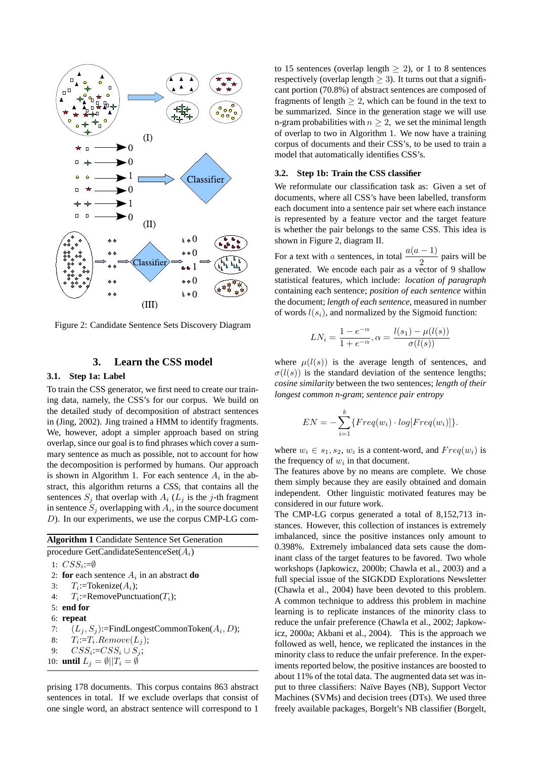Figure 2: Candidate Sentence Sets Discovery Diagram

## 3. Learn the CSS model

### 3.1. Step 1a: Label

To train the CSS generator, we first need to create our training data, namely, the CSS's for our corpus. We build on the detailed study of decomposition of abstract sentences in (Jing, 2002). Jing trained a HMM to identify fragments. We, however, adopt a simpler approach based on string overlap, since our goal is to find phrases which cover a summary sentence as much as possible, not to account for how the decomposition is performed by humans. Our approach is shown in Algorithm 1. For each sentence $A_i$ in the abstract, this algorithm returns a *CSS*$_i$ that contains all the sentences $S_j$ that overlap with $A_i$ ($L_j$ is the $j$-th fragment in sentence $S_j$ overlapping with $A_i$, in the source document $D$). In our experiments, we use the corpus CMP-LG comprising 178 documents. This corpus contains 863 abstract sentences in total. If we exclude overlaps that consist of one single word, an abstract sentence will correspond to 1 to 15 sentences (overlap length $\geq 2$), or 1 to 8 sentences respectively (overlap length $\geq 3$). It turns out that a significant portion (70.8%) of abstract sentences are composed of fragments of length $\geq 2$, which can be found in the text to be summarized. Since in the generation stage we will use n-gram probabilities with $n \geq 2$, we set the minimal length of overlap to two in Algorithm 1. We now have a training corpus of documents and their CSS's, to be used to train a model that automatically identifies CSS's.

**Algorithm 1** Candidate Sentence Set Generation

procedure GetCandidateSentenceSet($A_i$)

1: $CSS_i$:=$\emptyset$
2: **for** each sentence $A_i$ in an abstract **do**
3: $\quad T_i$:=Tokenize($A_i$);
4: $\quad T_i$:=RemovePunctuation($T_i$);
5: **end for**
6: **repeat**
7: $\quad (L_j, S_j)$:=FindLongestCommonToken($A_i, D$);
8: $\quad T_i$:=$T_i.Remove(L_j)$;
9: $\quad CSS_i$:=$CSS_i \cup S_j$;
10: **until** $L_j = \emptyset || T_i = \emptyset$

### 3.2. Step 1b: Train the CSS classifier

We reformulate our classification task as: Given a set of documents, where all CSS's have been labelled, transform each document into a sentence pair set where each instance is represented by a feature vector and the target feature is whether the pair belongs to the same CSS. This idea is shown in Figure 2, diagram II.

For a text with $a$ sentences, in total $\frac{a(a-1)}{2}$ pairs will be generated. We encode each pair as a vector of 9 shallow statistical features, which include: *location of paragraph* containing each sentence; *position of each sentence* within the document; *length of each sentence*, measured in number of words $l(s_i)$, and normalized by the Sigmoid function:

$$LN_i = \frac{1 - e^{-\alpha}}{1 + e^{-\alpha}}, \alpha = \frac{l(s_1) - \mu(l(s))}{\sigma(l(s))}$$

where $\mu(l(s))$ is the average length of sentences, and $\sigma(l(s))$ is the standard deviation of the sentence lengths; *cosine similarity* between the two sentences; *length of their longest common n-gram*; *sentence pair entropy*

$$EN = -\sum_{i=1}^{k} \{Freq(w_i) \cdot log[Freq(w_i)]\}.$$

where $w_i \in s_1, s_2$, $w_i$ is a content-word, and $Freq(w_i)$ is the frequency of $w_i$ in that document.

The features above by no means are complete. We chose them simply because they are easily obtained and domain independent. Other linguistic motivated features may be considered in our future work.

The CMP-LG corpus generated a total of 8,152,713 instances. However, this collection of instances is extremely imbalanced, since the positive instances only amount to 0.398%. Extremely imbalanced data sets cause the dominant class of the target features to be favored. Two whole workshops (Japkowicz, 2000b; Chawla et al., 2003) and a full special issue of the SIGKDD Explorations Newsletter (Chawla et al., 2004) have been devoted to this problem. A common technique to address this problem in machine learning is to replicate instances of the minority class to reduce the unfair preference (Chawla et al., 2002; Japkowicz, 2000a; Akbani et al., 2004). This is the approach we followed as well, hence, we replicated the instances in the minority class to reduce the unfair preference. In the experiments reported below, the positive instances are boosted to about 11% of the total data. The augmented data set was input to three classifiers: Naïve Bayes (NB), Support Vector Machines (SVMs) and decision trees (DTs). We used three freely available packages, Borgelt's NB classifier (Borgelt,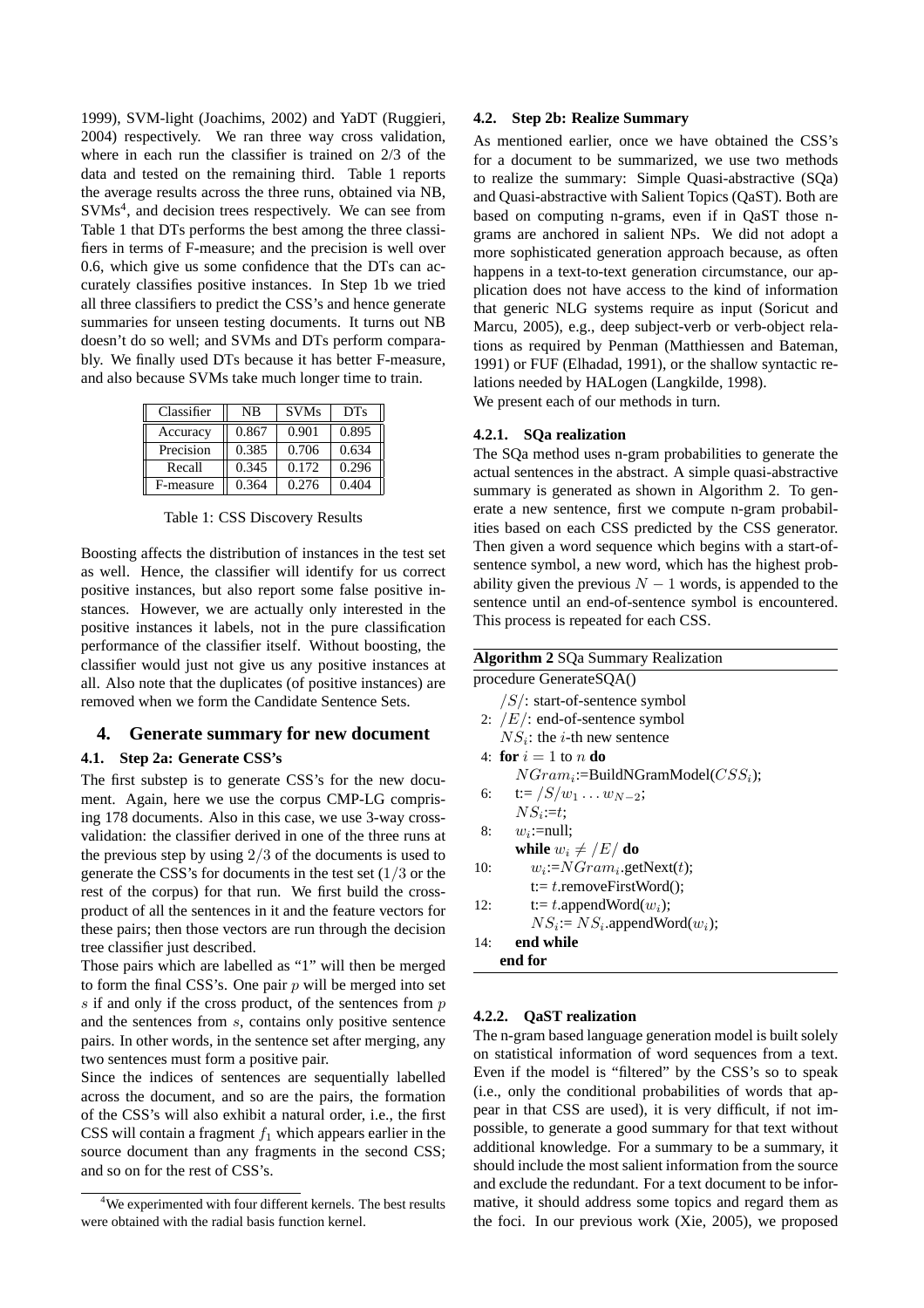1999), SVM-light (Joachims, 2002) and YaDT (Ruggieri, 2004) respectively. We ran three way cross validation, where in each run the classifier is trained on 2/3 of the data and tested on the remaining third. Table 1 reports the average results across the three runs, obtained via NB, SVMs[4], and decision trees respectively. We can see from Table 1 that DTs performs the best among the three classifiers in terms of F-measure; and the precision is well over 0.6, which give us some confidence that the DTs can accurately classifies positive instances. In Step 1b we tried all three classifiers to predict the CSS's and hence generate summaries for unseen testing documents. It turns out NB doesn't do so well; and SVMs and DTs perform comparably. We finally used DTs because it has better F-measure, and also because SVMs take much longer time to train.

| Classifier | NB | SVMs | DTs |
|---|---|---|---|
| Accuracy | 0.867 | 0.901 | 0.895 |
| Precision | 0.385 | 0.706 | 0.634 |
| Recall | 0.345 | 0.172 | 0.296 |
| F-measure | 0.364 | 0.276 | 0.404 |

Table 1: CSS Discovery Results

Boosting affects the distribution of instances in the test set as well. Hence, the classifier will identify for us correct positive instances, but also report some false positive instances. However, we are actually only interested in the positive instances it labels, not in the pure classification performance of the classifier itself. Without boosting, the classifier would just not give us any positive instances at all. Also note that the duplicates (of positive instances) are removed when we form the Candidate Sentence Sets.

## 4. Generate summary for new document

### 4.1. Step 2a: Generate CSS's

The first substep is to generate CSS's for the new document. Again, here we use the corpus CMP-LG comprising 178 documents. Also in this case, we use 3-way cross-validation: the classifier derived in one of the three runs at the previous step by using $2/3$ of the documents is used to generate the CSS's for documents in the test set ($1/3$ or the rest of the corpus) for that run. We first build the cross-product of all the sentences in it and the feature vectors for these pairs; then those vectors are run through the decision tree classifier just described.

Those pairs which are labelled as "1" will then be merged to form the final CSS's. One pair $p$ will be merged into set $s$ if and only if the cross product, of the sentences from $p$ and the sentences from $s$, contains only positive sentence pairs. In other words, in the sentence set after merging, any two sentences must form a positive pair.

Since the indices of sentences are sequentially labelled across the document, and so are the pairs, the formation of the CSS's will also exhibit a natural order, i.e., the first CSS will contain a fragment $f_1$ which appears earlier in the source document than any fragments in the second CSS; and so on for the rest of CSS's.

[4] We experimented with four different kernels. The best results were obtained with the radial basis function kernel.

### 4.2. Step 2b: Realize Summary

As mentioned earlier, once we have obtained the CSS's for a document to be summarized, we use two methods to realize the summary: Simple Quasi-abstractive (SQa) and Quasi-abstractive with Salient Topics (QaST). Both are based on computing n-grams, even if in QaST those n-grams are anchored in salient NPs. We did not adopt a more sophisticated generation approach because, as often happens in a text-to-text generation circumstance, our application does not have access to the kind of information that generic NLG systems require as input (Soricut and Marcu, 2005), e.g., deep subject-verb or verb-object relations as required by Penman (Matthiessen and Bateman, 1991) or FUF (Elhadad, 1991), or the shallow syntactic relations needed by HALogen (Langkilde, 1998).

We present each of our methods in turn.

#### 4.2.1. SQa realization

The SQa method uses n-gram probabilities to generate the actual sentences in the abstract. A simple quasi-abstractive summary is generated as shown in Algorithm 2. To generate a new sentence, first we compute n-gram probabilities based on each CSS predicted by the CSS generator. Then given a word sequence which begins with a start-of-sentence symbol, a new word, which has the highest probability given the previous $N-1$ words, is appended to the sentence until an end-of-sentence symbol is encountered. This process is repeated for each CSS.

**Algorithm 2** SQa Summary Realization

```
procedure GenerateSQA()
    /S/: start-of-sentence symbol
 2: /E/: end-of-sentence symbol
    NS_i: the i-th new sentence
 4: for i = 1 to n do
      NGram_i:=BuildNGramModel(CSS_i);
 6:   t:= /S/w_1 ... w_{N-2};
      NS_i:=t;
 8:   w_i:=null;
      while w_i ≠ /E/ do
10:     w_i:=NGram_i.getNext(t);
        t:= t.removeFirstWord();
12:     t:= t.appendWord(w_i);
        NS_i:= NS_i.appendWord(w_i);
14:   end while
    end for
```

#### 4.2.2. QaST realization

The n-gram based language generation model is built solely on statistical information of word sequences from a text. Even if the model is "filtered" by the CSS's so to speak (i.e., only the conditional probabilities of words that appear in that CSS are used), it is very difficult, if not impossible, to generate a good summary for that text without additional knowledge. For a summary to be a summary, it should include the most salient information from the source and exclude the redundant. For a text document to be informative, it should address some topics and regard them as the foci. In our previous work (Xie, 2005), we proposed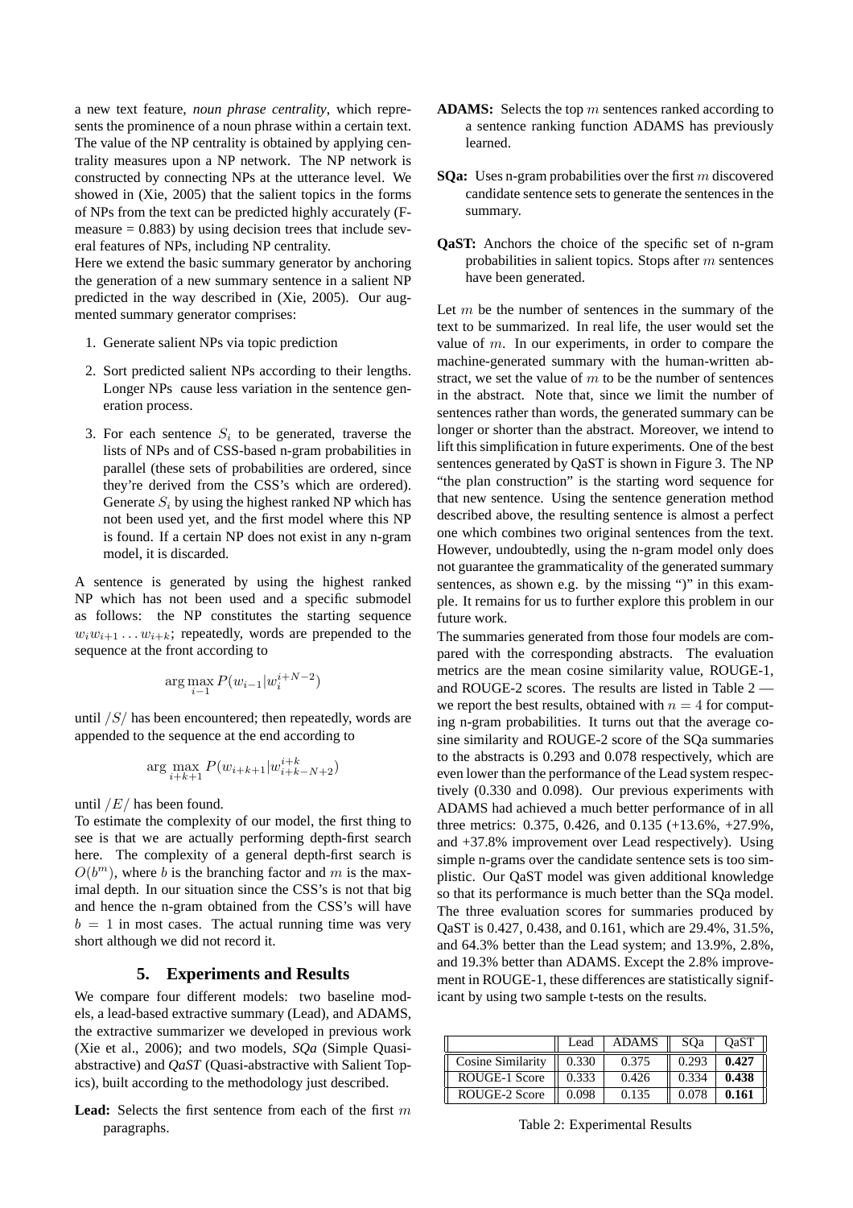a new text feature, *noun phrase centrality*, which represents the prominence of a noun phrase within a certain text. The value of the NP centrality is obtained by applying centrality measures upon a NP network. The NP network is constructed by connecting NPs at the utterance level. We showed in (Xie, 2005) that the salient topics in the forms of NPs from the text can be predicted highly accurately (F-measure = 0.883) by using decision trees that include several features of NPs, including NP centrality.

Here we extend the basic summary generator by anchoring the generation of a new summary sentence in a salient NP predicted in the way described in (Xie, 2005). Our augmented summary generator comprises:

1. Generate salient NPs via topic prediction
2. Sort predicted salient NPs according to their lengths. Longer NPs cause less variation in the sentence generation process.
3. For each sentence $S_i$ to be generated, traverse the lists of NPs and of CSS-based n-gram probabilities in parallel (these sets of probabilities are ordered, since they're derived from the CSS's which are ordered). Generate $S_i$ by using the highest ranked NP which has not been used yet, and the first model where this NP is found. If a certain NP does not exist in any n-gram model, it is discarded.

A sentence is generated by using the highest ranked NP which has not been used and a specific submodel as follows: the NP constitutes the starting sequence $w_i w_{i+1} \dots w_{i+k}$; repeatedly, words are prepended to the sequence at the front according to

$$\arg\max_{i-1} P(w_{i-1}|w_i^{i+N-2})$$

until $/S/$ has been encountered; then repeatedly, words are appended to the sequence at the end according to

$$\arg\max_{i+k+1} P(w_{i+k+1}|w_{i+k-N+2}^{i+k})$$

until $/E/$ has been found.

To estimate the complexity of our model, the first thing to see is that we are actually performing depth-first search here. The complexity of a general depth-first search is $O(b^m)$, where $b$ is the branching factor and $m$ is the maximal depth. In our situation since the CSS's is not that big and hence the n-gram obtained from the CSS's will have $b = 1$ in most cases. The actual running time was very short although we did not record it.

## 5. Experiments and Results

We compare four different models: two baseline models, a lead-based extractive summary (Lead), and ADAMS, the extractive summarizer we developed in previous work (Xie et al., 2006); and two models, *SQa* (Simple Quasi-abstractive) and *QaST* (Quasi-abstractive with Salient Topics), built according to the methodology just described.

**Lead:** Selects the first sentence from each of the first $m$ paragraphs.

**ADAMS:** Selects the top $m$ sentences ranked according to a sentence ranking function ADAMS has previously learned.

**SQa:** Uses n-gram probabilities over the first $m$ discovered candidate sentence sets to generate the sentences in the summary.

**QaST:** Anchors the choice of the specific set of n-gram probabilities in salient topics. Stops after $m$ sentences have been generated.

Let $m$ be the number of sentences in the summary of the text to be summarized. In real life, the user would set the value of $m$. In our experiments, in order to compare the machine-generated summary with the human-written abstract, we set the value of $m$ to be the number of sentences in the abstract. Note that, since we limit the number of sentences rather than words, the generated summary can be longer or shorter than the abstract. Moreover, we intend to lift this simplification in future experiments. One of the best sentences generated by QaST is shown in Figure 3. The NP "the plan construction" is the starting word sequence for that new sentence. Using the sentence generation method described above, the resulting sentence is almost a perfect one which combines two original sentences from the text. However, undoubtedly, using the n-gram model only does not guarantee the grammaticality of the generated summary sentences, as shown e.g. by the missing ")" in this example. It remains for us to further explore this problem in our future work.

The summaries generated from those four models are compared with the corresponding abstracts. The evaluation metrics are the mean cosine similarity value, ROUGE-1, and ROUGE-2 scores. The results are listed in Table 2 — we report the best results, obtained with $n = 4$ for computing n-gram probabilities. It turns out that the average cosine similarity and ROUGE-2 score of the SQa summaries to the abstracts is 0.293 and 0.078 respectively, which are even lower than the performance of the Lead system respectively (0.330 and 0.098). Our previous experiments with ADAMS had achieved a much better performance of in all three metrics: 0.375, 0.426, and 0.135 (+13.6%, +27.9%, and +37.8% improvement over Lead respectively). Using simple n-grams over the candidate sentence sets is too simplistic. Our QaST model was given additional knowledge so that its performance is much better than the SQa model. The three evaluation scores for summaries produced by QaST is 0.427, 0.438, and 0.161, which are 29.4%, 31.5%, and 64.3% better than the Lead system; and 13.9%, 2.8%, and 19.3% better than ADAMS. Except the 2.8% improvement in ROUGE-1, these differences are statistically significant by using two sample t-tests on the results.

| | Lead | ADAMS | SQa | QaST |
|---|---|---|---|---|
| Cosine Similarity | 0.330 | 0.375 | 0.293 | **0.427** |
| ROUGE-1 Score | 0.333 | 0.426 | 0.334 | **0.438** |
| ROUGE-2 Score | 0.098 | 0.135 | 0.078 | **0.161** |

Table 2: Experimental Results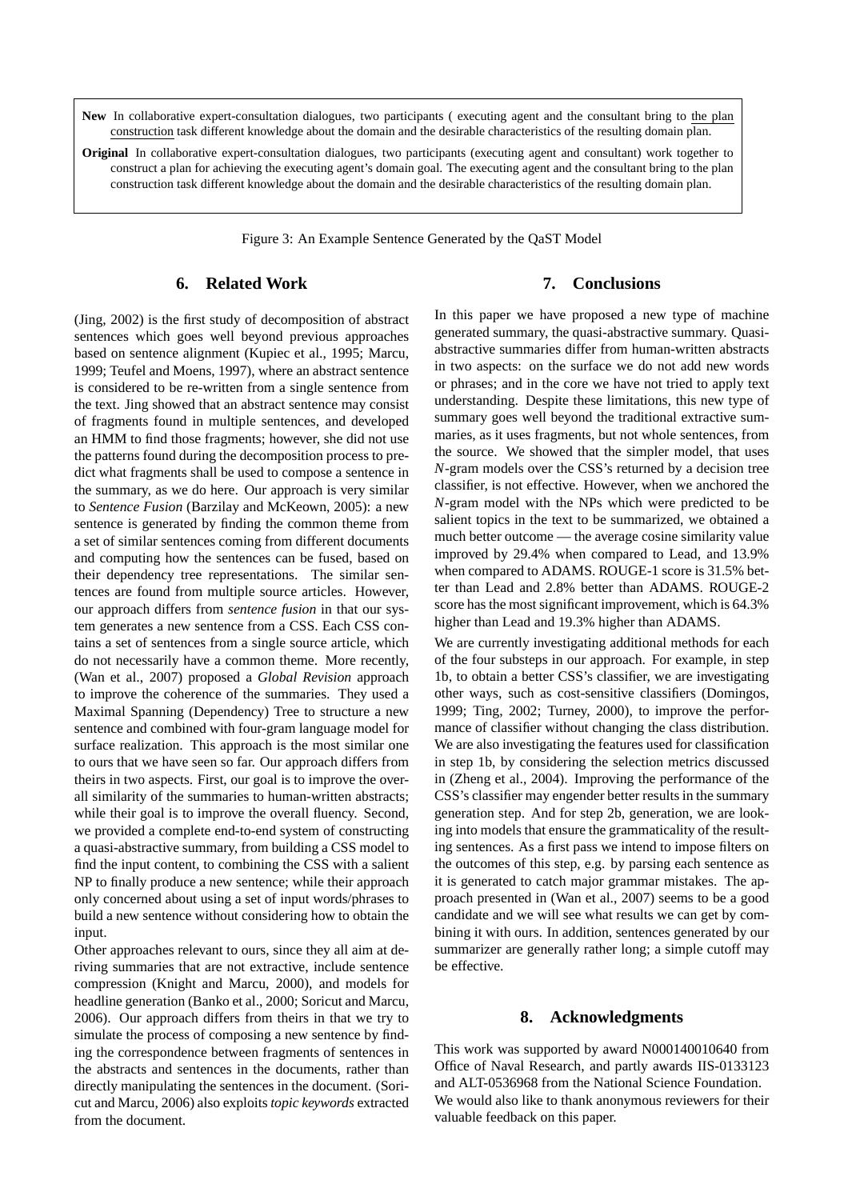**New** In collaborative expert-consultation dialogues, two participants ( executing agent and the consultant bring to the plan construction task different knowledge about the domain and the desirable characteristics of the resulting domain plan.

**Original** In collaborative expert-consultation dialogues, two participants (executing agent and consultant) work together to construct a plan for achieving the executing agent's domain goal. The executing agent and the consultant bring to the plan construction task different knowledge about the domain and the desirable characteristics of the resulting domain plan.

Figure 3: An Example Sentence Generated by the QaST Model

## 6. Related Work

(Jing, 2002) is the first study of decomposition of abstract sentences which goes well beyond previous approaches based on sentence alignment (Kupiec et al., 1995; Marcu, 1999; Teufel and Moens, 1997), where an abstract sentence is considered to be re-written from a single sentence from the text. Jing showed that an abstract sentence may consist of fragments found in multiple sentences, and developed an HMM to find those fragments; however, she did not use the patterns found during the decomposition process to predict what fragments shall be used to compose a sentence in the summary, as we do here. Our approach is very similar to *Sentence Fusion* (Barzilay and McKeown, 2005): a new sentence is generated by finding the common theme from a set of similar sentences coming from different documents and computing how the sentences can be fused, based on their dependency tree representations. The similar sentences are found from multiple source articles. However, our approach differs from *sentence fusion* in that our system generates a new sentence from a CSS. Each CSS contains a set of sentences from a single source article, which do not necessarily have a common theme. More recently, (Wan et al., 2007) proposed a *Global Revision* approach to improve the coherence of the summaries. They used a Maximal Spanning (Dependency) Tree to structure a new sentence and combined with four-gram language model for surface realization. This approach is the most similar one to ours that we have seen so far. Our approach differs from theirs in two aspects. First, our goal is to improve the overall similarity of the summaries to human-written abstracts; while their goal is to improve the overall fluency. Second, we provided a complete end-to-end system of constructing a quasi-abstractive summary, from building a CSS model to find the input content, to combining the CSS with a salient NP to finally produce a new sentence; while their approach only concerned about using a set of input words/phrases to build a new sentence without considering how to obtain the input.

Other approaches relevant to ours, since they all aim at deriving summaries that are not extractive, include sentence compression (Knight and Marcu, 2000), and models for headline generation (Banko et al., 2000; Soricut and Marcu, 2006). Our approach differs from theirs in that we try to simulate the process of composing a new sentence by finding the correspondence between fragments of sentences in the abstracts and sentences in the documents, rather than directly manipulating the sentences in the document. (Soricut and Marcu, 2006) also exploits *topic keywords* extracted from the document.

## 7. Conclusions

In this paper we have proposed a new type of machine generated summary, the quasi-abstractive summary. Quasi-abstractive summaries differ from human-written abstracts in two aspects: on the surface we do not add new words or phrases; and in the core we have not tried to apply text understanding. Despite these limitations, this new type of summary goes well beyond the traditional extractive summaries, as it uses fragments, but not whole sentences, from the source. We showed that the simpler model, that uses $N$-gram models over the CSS's returned by a decision tree classifier, is not effective. However, when we anchored the $N$-gram model with the NPs which were predicted to be salient topics in the text to be summarized, we obtained a much better outcome — the average cosine similarity value improved by 29.4% when compared to Lead, and 13.9% when compared to ADAMS. ROUGE-1 score is 31.5% better than Lead and 2.8% better than ADAMS. ROUGE-2 score has the most significant improvement, which is 64.3% higher than Lead and 19.3% higher than ADAMS.

We are currently investigating additional methods for each of the four substeps in our approach. For example, in step 1b, to obtain a better CSS's classifier, we are investigating other ways, such as cost-sensitive classifiers (Domingos, 1999; Ting, 2002; Turney, 2000), to improve the performance of classifier without changing the class distribution. We are also investigating the features used for classification in step 1b, by considering the selection metrics discussed in (Zheng et al., 2004). Improving the performance of the CSS's classifier may engender better results in the summary generation step. And for step 2b, generation, we are looking into models that ensure the grammaticality of the resulting sentences. As a first pass we intend to impose filters on the outcomes of this step, e.g. by parsing each sentence as it is generated to catch major grammar mistakes. The approach presented in (Wan et al., 2007) seems to be a good candidate and we will see what results we can get by combining it with ours. In addition, sentences generated by our summarizer are generally rather long; a simple cutoff may be effective.

## 8. Acknowledgments

This work was supported by award N000140010640 from Office of Naval Research, and partly awards IIS-0133123 and ALT-0536968 from the National Science Foundation. We would also like to thank anonymous reviewers for their valuable feedback on this paper.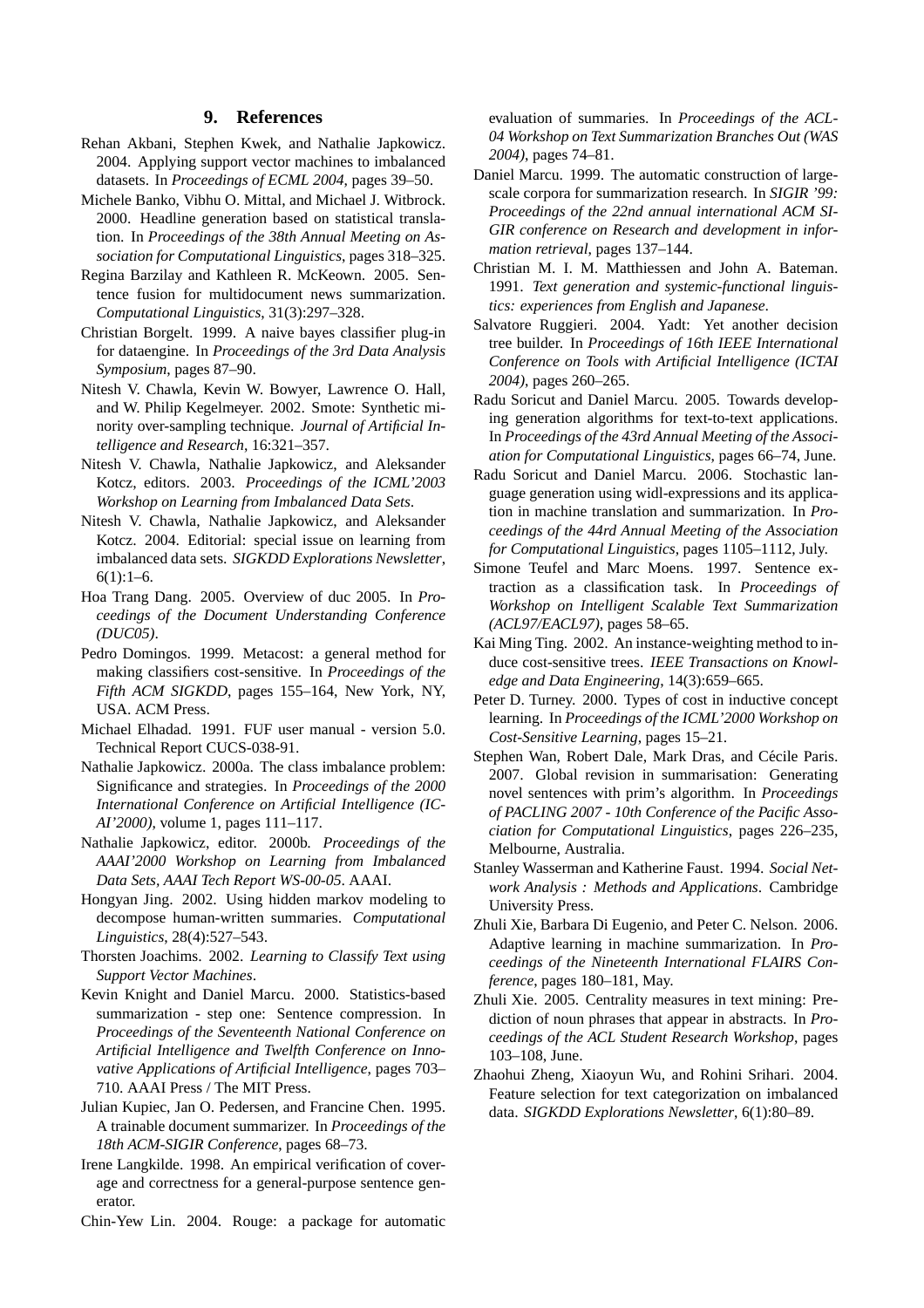## 9. References

Rehan Akbani, Stephen Kwek, and Nathalie Japkowicz. 2004. Applying support vector machines to imbalanced datasets. In *Proceedings of ECML 2004*, pages 39–50.

Michele Banko, Vibhu O. Mittal, and Michael J. Witbrock. 2000. Headline generation based on statistical translation. In *Proceedings of the 38th Annual Meeting on Association for Computational Linguistics*, pages 318–325.

Regina Barzilay and Kathleen R. McKeown. 2005. Sentence fusion for multidocument news summarization. *Computational Linguistics*, 31(3):297–328.

Christian Borgelt. 1999. A naive bayes classifier plug-in for dataengine. In *Proceedings of the 3rd Data Analysis Symposium*, pages 87–90.

Nitesh V. Chawla, Kevin W. Bowyer, Lawrence O. Hall, and W. Philip Kegelmeyer. 2002. Smote: Synthetic minority over-sampling technique. *Journal of Artificial Intelligence and Research*, 16:321–357.

Nitesh V. Chawla, Nathalie Japkowicz, and Aleksander Kotcz, editors. 2003. *Proceedings of the ICML'2003 Workshop on Learning from Imbalanced Data Sets*.

Nitesh V. Chawla, Nathalie Japkowicz, and Aleksander Kotcz. 2004. Editorial: special issue on learning from imbalanced data sets. *SIGKDD Explorations Newsletter*, 6(1):1–6.

Hoa Trang Dang. 2005. Overview of duc 2005. In *Proceedings of the Document Understanding Conference (DUC05)*.

Pedro Domingos. 1999. Metacost: a general method for making classifiers cost-sensitive. In *Proceedings of the Fifth ACM SIGKDD*, pages 155–164, New York, NY, USA. ACM Press.

Michael Elhadad. 1991. FUF user manual - version 5.0. Technical Report CUCS-038-91.

Nathalie Japkowicz. 2000a. The class imbalance problem: Significance and strategies. In *Proceedings of the 2000 International Conference on Artificial Intelligence (IC-AI'2000)*, volume 1, pages 111–117.

Nathalie Japkowicz, editor. 2000b. *Proceedings of the AAAI'2000 Workshop on Learning from Imbalanced Data Sets, AAAI Tech Report WS-00-05*. AAAI.

Hongyan Jing. 2002. Using hidden markov modeling to decompose human-written summaries. *Computational Linguistics*, 28(4):527–543.

Thorsten Joachims. 2002. *Learning to Classify Text using Support Vector Machines*.

Kevin Knight and Daniel Marcu. 2000. Statistics-based summarization - step one: Sentence compression. In *Proceedings of the Seventeenth National Conference on Artificial Intelligence and Twelfth Conference on Innovative Applications of Artificial Intelligence*, pages 703–710. AAAI Press / The MIT Press.

Julian Kupiec, Jan O. Pedersen, and Francine Chen. 1995. A trainable document summarizer. In *Proceedings of the 18th ACM-SIGIR Conference*, pages 68–73.

Irene Langkilde. 1998. An empirical verification of coverage and correctness for a general-purpose sentence generator.

Chin-Yew Lin. 2004. Rouge: a package for automatic evaluation of summaries. In *Proceedings of the ACL-04 Workshop on Text Summarization Branches Out (WAS 2004)*, pages 74–81.

Daniel Marcu. 1999. The automatic construction of large-scale corpora for summarization research. In *SIGIR '99: Proceedings of the 22nd annual international ACM SIGIR conference on Research and development in information retrieval*, pages 137–144.

Christian M. I. M. Matthiessen and John A. Bateman. 1991. *Text generation and systemic-functional linguistics: experiences from English and Japanese*.

Salvatore Ruggieri. 2004. Yadt: Yet another decision tree builder. In *Proceedings of 16th IEEE International Conference on Tools with Artificial Intelligence (ICTAI 2004)*, pages 260–265.

Radu Soricut and Daniel Marcu. 2005. Towards developing generation algorithms for text-to-text applications. In *Proceedings of the 43rd Annual Meeting of the Association for Computational Linguistics*, pages 66–74, June.

Radu Soricut and Daniel Marcu. 2006. Stochastic language generation using widl-expressions and its application in machine translation and summarization. In *Proceedings of the 44rd Annual Meeting of the Association for Computational Linguistics*, pages 1105–1112, July.

Simone Teufel and Marc Moens. 1997. Sentence extraction as a classification task. In *Proceedings of Workshop on Intelligent Scalable Text Summarization (ACL97/EACL97)*, pages 58–65.

Kai Ming Ting. 2002. An instance-weighting method to induce cost-sensitive trees. *IEEE Transactions on Knowledge and Data Engineering*, 14(3):659–665.

Peter D. Turney. 2000. Types of cost in inductive concept learning. In *Proceedings of the ICML'2000 Workshop on Cost-Sensitive Learning*, pages 15–21.

Stephen Wan, Robert Dale, Mark Dras, and Cécile Paris. 2007. Global revision in summarisation: Generating novel sentences with prim's algorithm. In *Proceedings of PACLING 2007 - 10th Conference of the Pacific Association for Computational Linguistics*, pages 226–235, Melbourne, Australia.

Stanley Wasserman and Katherine Faust. 1994. *Social Network Analysis : Methods and Applications*. Cambridge University Press.

Zhuli Xie, Barbara Di Eugenio, and Peter C. Nelson. 2006. Adaptive learning in machine summarization. In *Proceedings of the Nineteenth International FLAIRS Conference*, pages 180–181, May.

Zhuli Xie. 2005. Centrality measures in text mining: Prediction of noun phrases that appear in abstracts. In *Proceedings of the ACL Student Research Workshop*, pages 103–108, June.

Zhaohui Zheng, Xiaoyun Wu, and Rohini Srihari. 2004. Feature selection for text categorization on imbalanced data. *SIGKDD Explorations Newsletter*, 6(1):80–89.